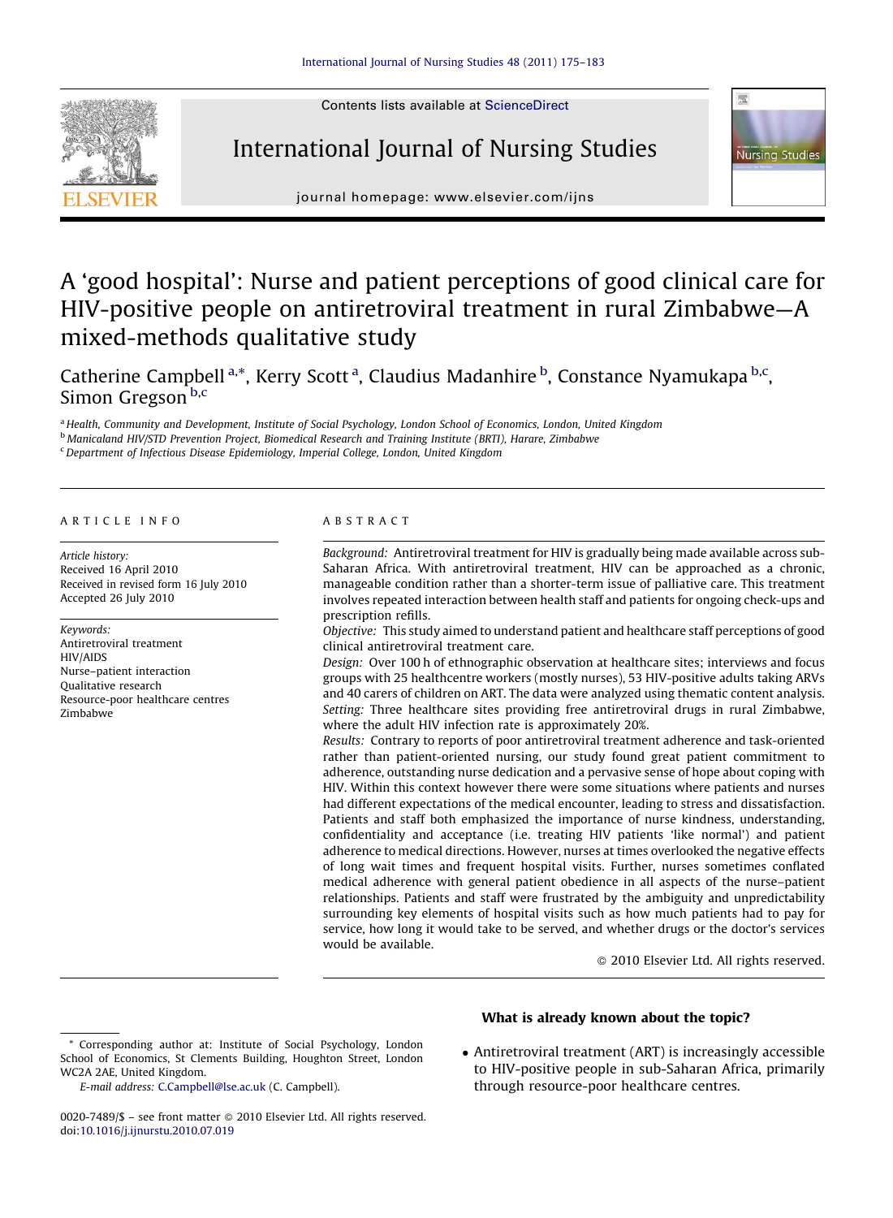# A 'good hospital': Nurse and patient perceptions of good clinical care for HIV-positive people on antiretroviral treatment in rural Zimbabwe—A mixed-methods qualitative study

Catherine Campbell [a,*], Kerry Scott [a], Claudius Madanhire [b], Constance Nyamukapa [b,c], Simon Gregson [b,c]

[a] Health, Community and Development, Institute of Social Psychology, London School of Economics, London, United Kingdom
[b] Manicaland HIV/STD Prevention Project, Biomedical Research and Training Institute (BRTI), Harare, Zimbabwe
[c] Department of Infectious Disease Epidemiology, Imperial College, London, United Kingdom

## ARTICLE INFO

*Article history:*
Received 16 April 2010
Received in revised form 16 July 2010
Accepted 26 July 2010

*Keywords:*
Antiretroviral treatment
HIV/AIDS
Nurse–patient interaction
Qualitative research
Resource-poor healthcare centres
Zimbabwe

## ABSTRACT

*Background:* Antiretroviral treatment for HIV is gradually being made available across sub-Saharan Africa. With antiretroviral treatment, HIV can be approached as a chronic, manageable condition rather than a shorter-term issue of palliative care. This treatment involves repeated interaction between health staff and patients for ongoing check-ups and prescription refills.

*Objective:* This study aimed to understand patient and healthcare staff perceptions of good clinical antiretroviral treatment care.

*Design:* Over 100 h of ethnographic observation at healthcare sites; interviews and focus groups with 25 healthcentre workers (mostly nurses), 53 HIV-positive adults taking ARVs and 40 carers of children on ART. The data were analyzed using thematic content analysis.

*Setting:* Three healthcare sites providing free antiretroviral drugs in rural Zimbabwe, where the adult HIV infection rate is approximately 20%.

*Results:* Contrary to reports of poor antiretroviral treatment adherence and task-oriented rather than patient-oriented nursing, our study found great patient commitment to adherence, outstanding nurse dedication and a pervasive sense of hope about coping with HIV. Within this context however there were some situations where patients and nurses had different expectations of the medical encounter, leading to stress and dissatisfaction. Patients and staff both emphasized the importance of nurse kindness, understanding, confidentiality and acceptance (i.e. treating HIV patients 'like normal') and patient adherence to medical directions. However, nurses at times overlooked the negative effects of long wait times and frequent hospital visits. Further, nurses sometimes conflated medical adherence with general patient obedience in all aspects of the nurse–patient relationships. Patients and staff were frustrated by the ambiguity and unpredictability surrounding key elements of hospital visits such as how much patients had to pay for service, how long it would take to be served, and whether drugs or the doctor's services would be available.

© 2010 Elsevier Ltd. All rights reserved.

### What is already known about the topic?

- Antiretroviral treatment (ART) is increasingly accessible to HIV-positive people in sub-Saharan Africa, primarily through resource-poor healthcare centres.

---

\* Corresponding author at: Institute of Social Psychology, London School of Economics, St Clements Building, Houghton Street, London WC2A 2AE, United Kingdom.
*E-mail address:* C.Campbell@lse.ac.uk (C. Campbell).

0020-7489/$ – see front matter © 2010 Elsevier Ltd. All rights reserved.
doi:10.1016/j.ijnurstu.2010.07.019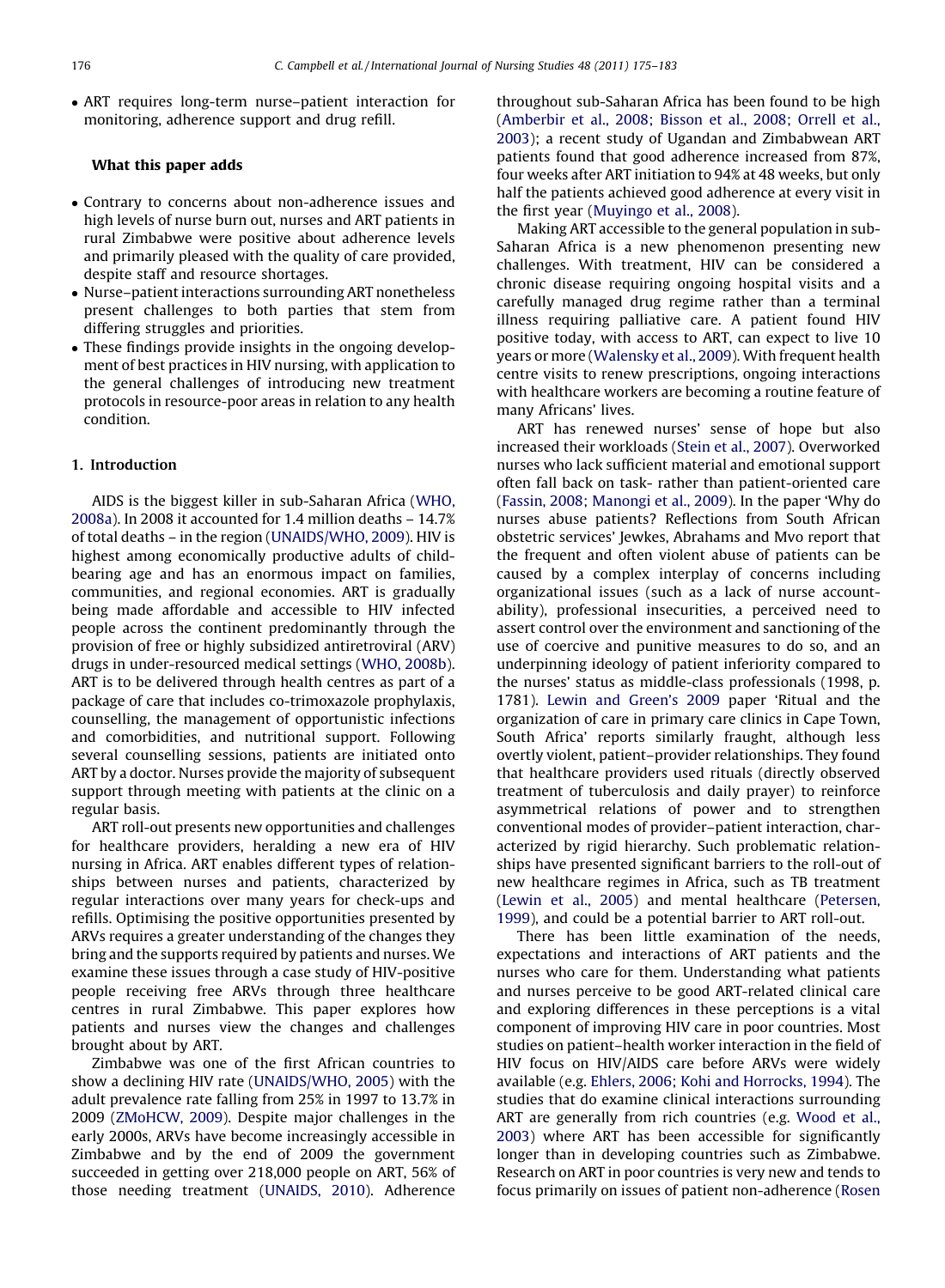- ART requires long-term nurse–patient interaction for monitoring, adherence support and drug refill.

### What this paper adds

- Contrary to concerns about non-adherence issues and high levels of nurse burn out, nurses and ART patients in rural Zimbabwe were positive about adherence levels and primarily pleased with the quality of care provided, despite staff and resource shortages.
- Nurse–patient interactions surrounding ART nonetheless present challenges to both parties that stem from differing struggles and priorities.
- These findings provide insights in the ongoing development of best practices in HIV nursing, with application to the general challenges of introducing new treatment protocols in resource-poor areas in relation to any health condition.

## 1. Introduction

AIDS is the biggest killer in sub-Saharan Africa (WHO, 2008a). In 2008 it accounted for 1.4 million deaths – 14.7% of total deaths – in the region (UNAIDS/WHO, 2009). HIV is highest among economically productive adults of child-bearing age and has an enormous impact on families, communities, and regional economies. ART is gradually being made affordable and accessible to HIV infected people across the continent predominantly through the provision of free or highly subsidized antiretroviral (ARV) drugs in under-resourced medical settings (WHO, 2008b). ART is to be delivered through health centres as part of a package of care that includes co-trimoxazole prophylaxis, counselling, the management of opportunistic infections and comorbidities, and nutritional support. Following several counselling sessions, patients are initiated onto ART by a doctor. Nurses provide the majority of subsequent support through meeting with patients at the clinic on a regular basis.

ART roll-out presents new opportunities and challenges for healthcare providers, heralding a new era of HIV nursing in Africa. ART enables different types of relationships between nurses and patients, characterized by regular interactions over many years for check-ups and refills. Optimising the positive opportunities presented by ARVs requires a greater understanding of the changes they bring and the supports required by patients and nurses. We examine these issues through a case study of HIV-positive people receiving free ARVs through three healthcare centres in rural Zimbabwe. This paper explores how patients and nurses view the changes and challenges brought about by ART.

Zimbabwe was one of the first African countries to show a declining HIV rate (UNAIDS/WHO, 2005) with the adult prevalence rate falling from 25% in 1997 to 13.7% in 2009 (ZMoHCW, 2009). Despite major challenges in the early 2000s, ARVs have become increasingly accessible in Zimbabwe and by the end of 2009 the government succeeded in getting over 218,000 people on ART, 56% of those needing treatment (UNAIDS, 2010). Adherence throughout sub-Saharan Africa has been found to be high (Amberbir et al., 2008; Bisson et al., 2008; Orrell et al., 2003); a recent study of Ugandan and Zimbabwean ART patients found that good adherence increased from 87%, four weeks after ART initiation to 94% at 48 weeks, but only half the patients achieved good adherence at every visit in the first year (Muyingo et al., 2008).

Making ART accessible to the general population in sub-Saharan Africa is a new phenomenon presenting new challenges. With treatment, HIV can be considered a chronic disease requiring ongoing hospital visits and a carefully managed drug regime rather than a terminal illness requiring palliative care. A patient found HIV positive today, with access to ART, can expect to live 10 years or more (Walensky et al., 2009). With frequent health centre visits to renew prescriptions, ongoing interactions with healthcare workers are becoming a routine feature of many Africans' lives.

ART has renewed nurses' sense of hope but also increased their workloads (Stein et al., 2007). Overworked nurses who lack sufficient material and emotional support often fall back on task- rather than patient-oriented care (Fassin, 2008; Manongi et al., 2009). In the paper 'Why do nurses abuse patients? Reflections from South African obstetric services' Jewkes, Abrahams and Mvo report that the frequent and often violent abuse of patients can be caused by a complex interplay of concerns including organizational issues (such as a lack of nurse accountability), professional insecurities, a perceived need to assert control over the environment and sanctioning of the use of coercive and punitive measures to do so, and an underpinning ideology of patient inferiority compared to the nurses' status as middle-class professionals (1998, p. 1781). Lewin and Green's 2009 paper 'Ritual and the organization of care in primary care clinics in Cape Town, South Africa' reports similarly fraught, although less overtly violent, patient–provider relationships. They found that healthcare providers used rituals (directly observed treatment of tuberculosis and daily prayer) to reinforce asymmetrical relations of power and to strengthen conventional modes of provider–patient interaction, characterized by rigid hierarchy. Such problematic relationships have presented significant barriers to the roll-out of new healthcare regimes in Africa, such as TB treatment (Lewin et al., 2005) and mental healthcare (Petersen, 1999), and could be a potential barrier to ART roll-out.

There has been little examination of the needs, expectations and interactions of ART patients and the nurses who care for them. Understanding what patients and nurses perceive to be good ART-related clinical care and exploring differences in these perceptions is a vital component of improving HIV care in poor countries. Most studies on patient–health worker interaction in the field of HIV focus on HIV/AIDS care before ARVs were widely available (e.g. Ehlers, 2006; Kohi and Horrocks, 1994). The studies that do examine clinical interactions surrounding ART are generally from rich countries (e.g. Wood et al., 2003) where ART has been accessible for significantly longer than in developing countries such as Zimbabwe. Research on ART in poor countries is very new and tends to focus primarily on issues of patient non-adherence (Rosen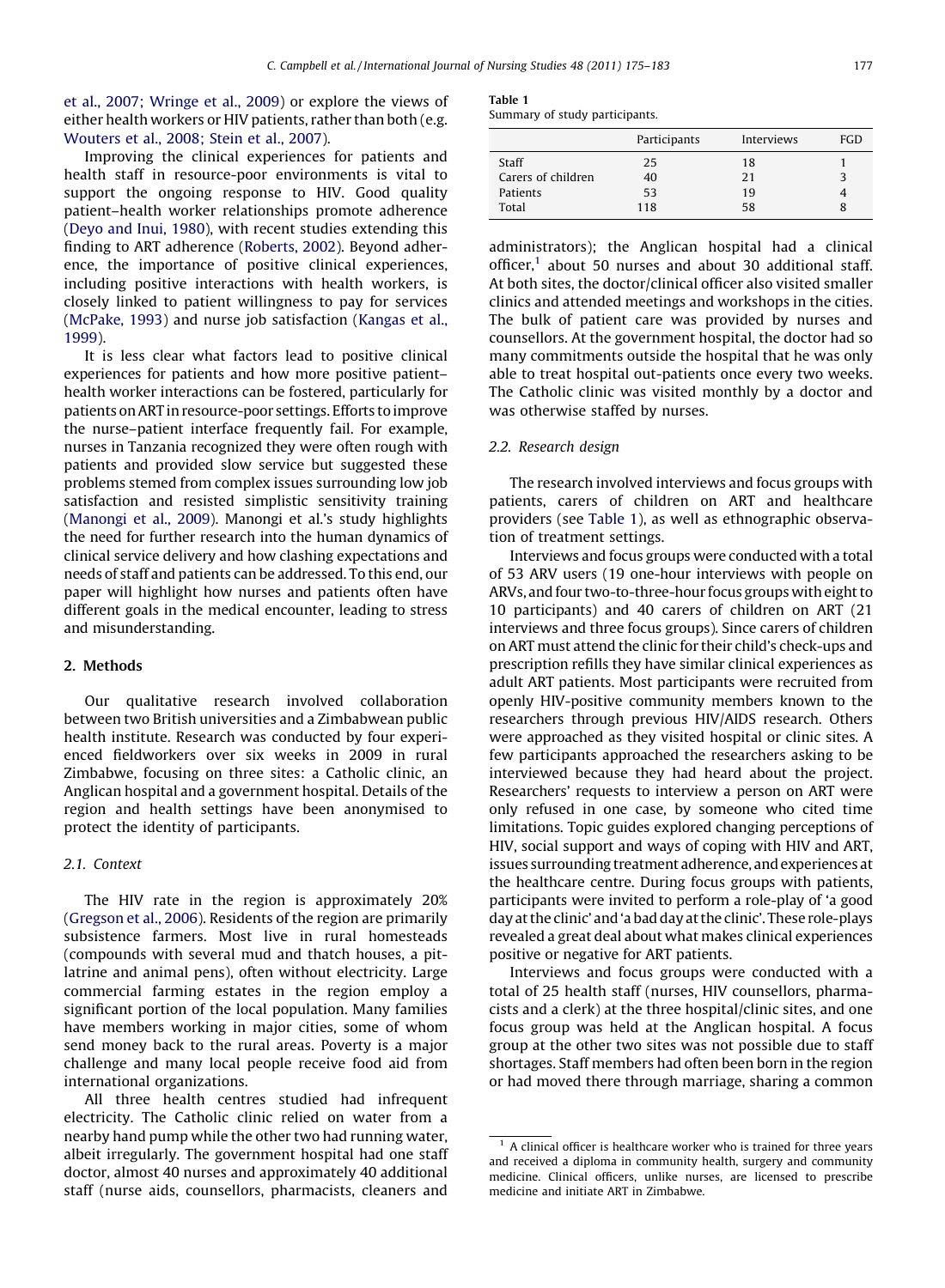et al., 2007; Wringe et al., 2009) or explore the views of either health workers or HIV patients, rather than both (e.g. Wouters et al., 2008; Stein et al., 2007).

Improving the clinical experiences for patients and health staff in resource-poor environments is vital to support the ongoing response to HIV. Good quality patient–health worker relationships promote adherence (Deyo and Inui, 1980), with recent studies extending this finding to ART adherence (Roberts, 2002). Beyond adherence, the importance of positive clinical experiences, including positive interactions with health workers, is closely linked to patient willingness to pay for services (McPake, 1993) and nurse job satisfaction (Kangas et al., 1999).

It is less clear what factors lead to positive clinical experiences for patients and how more positive patient–health worker interactions can be fostered, particularly for patients on ART in resource-poor settings. Efforts to improve the nurse–patient interface frequently fail. For example, nurses in Tanzania recognized they were often rough with patients and provided slow service but suggested these problems stemmed from complex issues surrounding low job satisfaction and resisted simplistic sensitivity training (Manongi et al., 2009). Manongi et al.'s study highlights the need for further research into the human dynamics of clinical service delivery and how clashing expectations and needs of staff and patients can be addressed. To this end, our paper will highlight how nurses and patients often have different goals in the medical encounter, leading to stress and misunderstanding.

## 2. Methods

Our qualitative research involved collaboration between two British universities and a Zimbabwean public health institute. Research was conducted by four experienced fieldworkers over six weeks in 2009 in rural Zimbabwe, focusing on three sites: a Catholic clinic, an Anglican hospital and a government hospital. Details of the region and health settings have been anonymised to protect the identity of participants.

### 2.1. Context

The HIV rate in the region is approximately 20% (Gregson et al., 2006). Residents of the region are primarily subsistence farmers. Most live in rural homesteads (compounds with several mud and thatch houses, a pit-latrine and animal pens), often without electricity. Large commercial farming estates in the region employ a significant portion of the local population. Many families have members working in major cities, some of whom send money back to the rural areas. Poverty is a major challenge and many local people receive food aid from international organizations.

All three health centres studied had infrequent electricity. The Catholic clinic relied on water from a nearby hand pump while the other two had running water, albeit irregularly. The government hospital had one staff doctor, almost 40 nurses and approximately 40 additional staff (nurse aids, counsellors, pharmacists, cleaners and administrators); the Anglican hospital had a clinical officer,[1] about 50 nurses and about 30 additional staff. At both sites, the doctor/clinical officer also visited smaller clinics and attended meetings and workshops in the cities. The bulk of patient care was provided by nurses and counsellors. At the government hospital, the doctor had so many commitments outside the hospital that he was only able to treat hospital out-patients once every two weeks. The Catholic clinic was visited monthly by a doctor and was otherwise staffed by nurses.

**Table 1**
Summary of study participants.

| | Participants | Interviews | FGD |
|---|---|---|---|
| Staff | 25 | 18 | 1 |
| Carers of children | 40 | 21 | 3 |
| Patients | 53 | 19 | 4 |
| Total | 118 | 58 | 8 |

### 2.2. Research design

The research involved interviews and focus groups with patients, carers of children on ART and healthcare providers (see Table 1), as well as ethnographic observation of treatment settings.

Interviews and focus groups were conducted with a total of 53 ARV users (19 one-hour interviews with people on ARVs, and four two-to-three-hour focus groups with eight to 10 participants) and 40 carers of children on ART (21 interviews and three focus groups). Since carers of children on ART must attend the clinic for their child's check-ups and prescription refills they have similar clinical experiences as adult ART patients. Most participants were recruited from openly HIV-positive community members known to the researchers through previous HIV/AIDS research. Others were approached as they visited hospital or clinic sites. A few participants approached the researchers asking to be interviewed because they had heard about the project. Researchers' requests to interview a person on ART were only refused in one case, by someone who cited time limitations. Topic guides explored changing perceptions of HIV, social support and ways of coping with HIV and ART, issues surrounding treatment adherence, and experiences at the healthcare centre. During focus groups with patients, participants were invited to perform a role-play of 'a good day at the clinic' and 'a bad day at the clinic'. These role-plays revealed a great deal about what makes clinical experiences positive or negative for ART patients.

Interviews and focus groups were conducted with a total of 25 health staff (nurses, HIV counsellors, pharmacists and a clerk) at the three hospital/clinic sites, and one focus group was held at the Anglican hospital. A focus group at the other two sites was not possible due to staff shortages. Staff members had often been born in the region or had moved there through marriage, sharing a common

[1] A clinical officer is healthcare worker who is trained for three years and received a diploma in community health, surgery and community medicine. Clinical officers, unlike nurses, are licensed to prescribe medicine and initiate ART in Zimbabwe.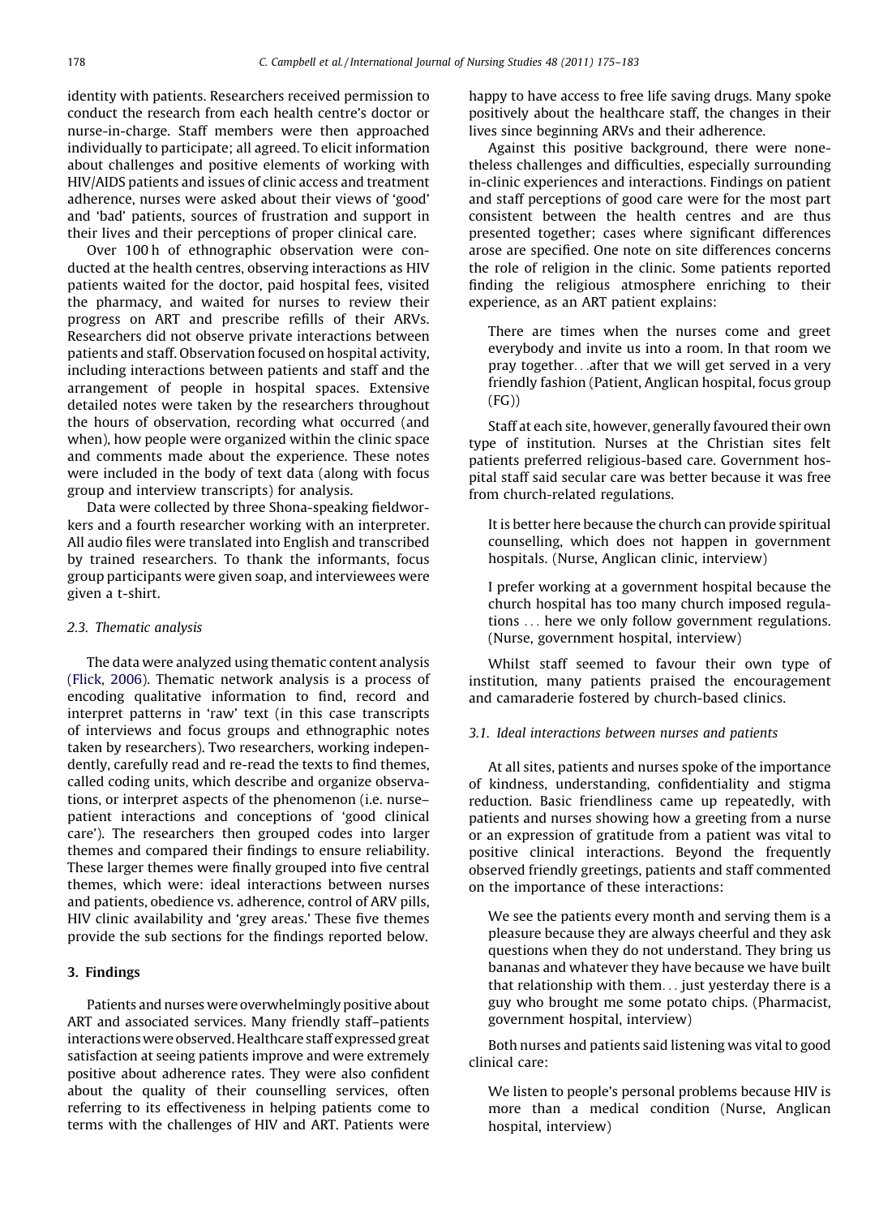identity with patients. Researchers received permission to conduct the research from each health centre's doctor or nurse-in-charge. Staff members were then approached individually to participate; all agreed. To elicit information about challenges and positive elements of working with HIV/AIDS patients and issues of clinic access and treatment adherence, nurses were asked about their views of 'good' and 'bad' patients, sources of frustration and support in their lives and their perceptions of proper clinical care.

Over 100 h of ethnographic observation were conducted at the health centres, observing interactions as HIV patients waited for the doctor, paid hospital fees, visited the pharmacy, and waited for nurses to review their progress on ART and prescribe refills of their ARVs. Researchers did not observe private interactions between patients and staff. Observation focused on hospital activity, including interactions between patients and staff and the arrangement of people in hospital spaces. Extensive detailed notes were taken by the researchers throughout the hours of observation, recording what occurred (and when), how people were organized within the clinic space and comments made about the experience. These notes were included in the body of text data (along with focus group and interview transcripts) for analysis.

Data were collected by three Shona-speaking fieldworkers and a fourth researcher working with an interpreter. All audio files were translated into English and transcribed by trained researchers. To thank the informants, focus group participants were given soap, and interviewees were given a t-shirt.

### 2.3. Thematic analysis

The data were analyzed using thematic content analysis (Flick, 2006). Thematic network analysis is a process of encoding qualitative information to find, record and interpret patterns in 'raw' text (in this case transcripts of interviews and focus groups and ethnographic notes taken by researchers). Two researchers, working independently, carefully read and re-read the texts to find themes, called coding units, which describe and organize observations, or interpret aspects of the phenomenon (i.e. nurse–patient interactions and conceptions of 'good clinical care'). The researchers then grouped codes into larger themes and compared their findings to ensure reliability. These larger themes were finally grouped into five central themes, which were: ideal interactions between nurses and patients, obedience vs. adherence, control of ARV pills, HIV clinic availability and 'grey areas.' These five themes provide the sub sections for the findings reported below.

## 3. Findings

Patients and nurses were overwhelmingly positive about ART and associated services. Many friendly staff–patients interactions were observed. Healthcare staff expressed great satisfaction at seeing patients improve and were extremely positive about adherence rates. They were also confident about the quality of their counselling services, often referring to its effectiveness in helping patients come to terms with the challenges of HIV and ART. Patients were happy to have access to free life saving drugs. Many spoke positively about the healthcare staff, the changes in their lives since beginning ARVs and their adherence.

Against this positive background, there were nonetheless challenges and difficulties, especially surrounding in-clinic experiences and interactions. Findings on patient and staff perceptions of good care were for the most part consistent between the health centres and are thus presented together; cases where significant differences arose are specified. One note on site differences concerns the role of religion in the clinic. Some patients reported finding the religious atmosphere enriching to their experience, as an ART patient explains:

> There are times when the nurses come and greet everybody and invite us into a room. In that room we pray together...after that we will get served in a very friendly fashion (Patient, Anglican hospital, focus group (FG))

Staff at each site, however, generally favoured their own type of institution. Nurses at the Christian sites felt patients preferred religious-based care. Government hospital staff said secular care was better because it was free from church-related regulations.

> It is better here because the church can provide spiritual counselling, which does not happen in government hospitals. (Nurse, Anglican clinic, interview)

> I prefer working at a government hospital because the church hospital has too many church imposed regulations ... here we only follow government regulations. (Nurse, government hospital, interview)

Whilst staff seemed to favour their own type of institution, many patients praised the encouragement and camaraderie fostered by church-based clinics.

### 3.1. Ideal interactions between nurses and patients

At all sites, patients and nurses spoke of the importance of kindness, understanding, confidentiality and stigma reduction. Basic friendliness came up repeatedly, with patients and nurses showing how a greeting from a nurse or an expression of gratitude from a patient was vital to positive clinical interactions. Beyond the frequently observed friendly greetings, patients and staff commented on the importance of these interactions:

> We see the patients every month and serving them is a pleasure because they are always cheerful and they ask questions when they do not understand. They bring us bananas and whatever they have because we have built that relationship with them... just yesterday there is a guy who brought me some potato chips. (Pharmacist, government hospital, interview)

Both nurses and patients said listening was vital to good clinical care:

> We listen to people's personal problems because HIV is more than a medical condition (Nurse, Anglican hospital, interview)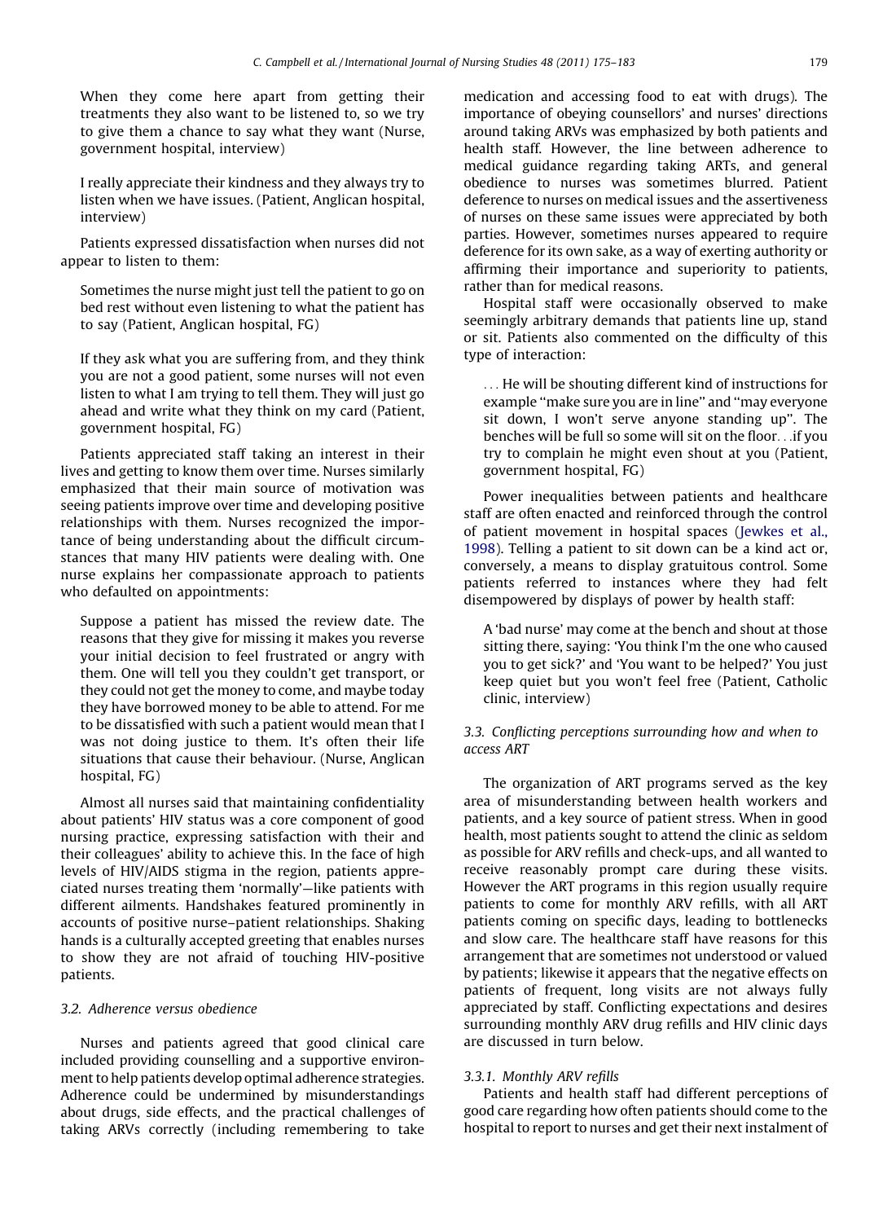When they come here apart from getting their treatments they also want to be listened to, so we try to give them a chance to say what they want (Nurse, government hospital, interview)

I really appreciate their kindness and they always try to listen when we have issues. (Patient, Anglican hospital, interview)

Patients expressed dissatisfaction when nurses did not appear to listen to them:

Sometimes the nurse might just tell the patient to go on bed rest without even listening to what the patient has to say (Patient, Anglican hospital, FG)

If they ask what you are suffering from, and they think you are not a good patient, some nurses will not even listen to what I am trying to tell them. They will just go ahead and write what they think on my card (Patient, government hospital, FG)

Patients appreciated staff taking an interest in their lives and getting to know them over time. Nurses similarly emphasized that their main source of motivation was seeing patients improve over time and developing positive relationships with them. Nurses recognized the importance of being understanding about the difficult circumstances that many HIV patients were dealing with. One nurse explains her compassionate approach to patients who defaulted on appointments:

Suppose a patient has missed the review date. The reasons that they give for missing it makes you reverse your initial decision to feel frustrated or angry with them. One will tell you they couldn't get transport, or they could not get the money to come, and maybe today they have borrowed money to be able to attend. For me to be dissatisfied with such a patient would mean that I was not doing justice to them. It's often their life situations that cause their behaviour. (Nurse, Anglican hospital, FG)

Almost all nurses said that maintaining confidentiality about patients' HIV status was a core component of good nursing practice, expressing satisfaction with their and their colleagues' ability to achieve this. In the face of high levels of HIV/AIDS stigma in the region, patients appreciated nurses treating them 'normally'—like patients with different ailments. Handshakes featured prominently in accounts of positive nurse–patient relationships. Shaking hands is a culturally accepted greeting that enables nurses to show they are not afraid of touching HIV-positive patients.

### 3.2. Adherence versus obedience

Nurses and patients agreed that good clinical care included providing counselling and a supportive environment to help patients develop optimal adherence strategies. Adherence could be undermined by misunderstandings about drugs, side effects, and the practical challenges of taking ARVs correctly (including remembering to take medication and accessing food to eat with drugs). The importance of obeying counsellors' and nurses' directions around taking ARVs was emphasized by both patients and health staff. However, the line between adherence to medical guidance regarding taking ARTs, and general obedience to nurses was sometimes blurred. Patient deference to nurses on medical issues and the assertiveness of nurses on these same issues were appreciated by both parties. However, sometimes nurses appeared to require deference for its own sake, as a way of exerting authority or affirming their importance and superiority to patients, rather than for medical reasons.

Hospital staff were occasionally observed to make seemingly arbitrary demands that patients line up, stand or sit. Patients also commented on the difficulty of this type of interaction:

...He will be shouting different kind of instructions for example "make sure you are in line" and "may everyone sit down, I won't serve anyone standing up". The benches will be full so some will sit on the floor...if you try to complain he might even shout at you (Patient, government hospital, FG)

Power inequalities between patients and healthcare staff are often enacted and reinforced through the control of patient movement in hospital spaces (Jewkes et al., 1998). Telling a patient to sit down can be a kind act or, conversely, a means to display gratuitous control. Some patients referred to instances where they had felt disempowered by displays of power by health staff:

A 'bad nurse' may come at the bench and shout at those sitting there, saying: 'You think I'm the one who caused you to get sick?' and 'You want to be helped?' You just keep quiet but you won't feel free (Patient, Catholic clinic, interview)

### 3.3. Conflicting perceptions surrounding how and when to access ART

The organization of ART programs served as the key area of misunderstanding between health workers and patients, and a key source of patient stress. When in good health, most patients sought to attend the clinic as seldom as possible for ARV refills and check-ups, and all wanted to receive reasonably prompt care during these visits. However the ART programs in this region usually require patients to come for monthly ARV refills, with all ART patients coming on specific days, leading to bottlenecks and slow care. The healthcare staff have reasons for this arrangement that are sometimes not understood or valued by patients; likewise it appears that the negative effects on patients of frequent, long visits are not always fully appreciated by staff. Conflicting expectations and desires surrounding monthly ARV drug refills and HIV clinic days are discussed in turn below.

#### 3.3.1. Monthly ARV refills

Patients and health staff had different perceptions of good care regarding how often patients should come to the hospital to report to nurses and get their next instalment of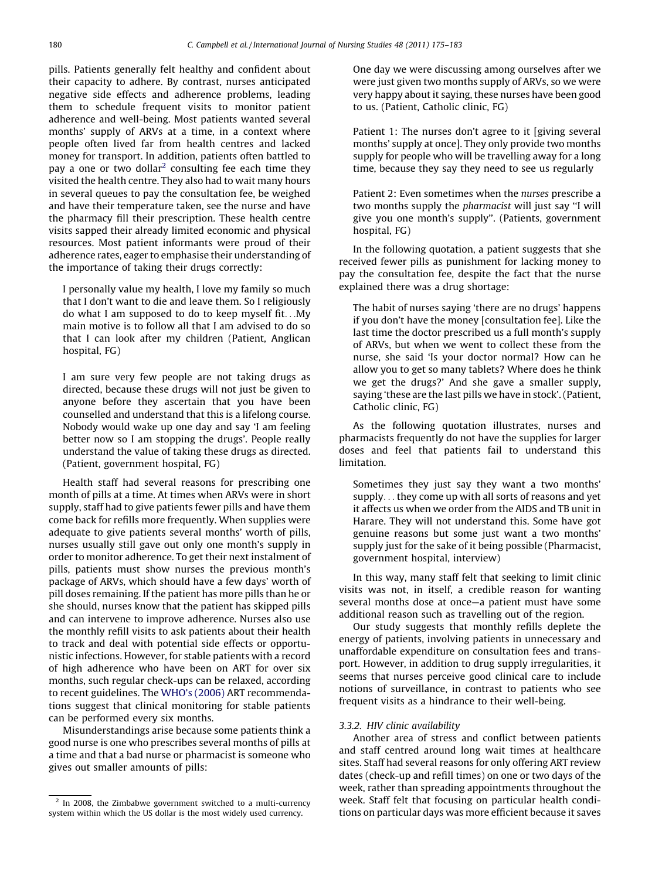pills. Patients generally felt healthy and confident about their capacity to adhere. By contrast, nurses anticipated negative side effects and adherence problems, leading them to schedule frequent visits to monitor patient adherence and well-being. Most patients wanted several months' supply of ARVs at a time, in a context where people often lived far from health centres and lacked money for transport. In addition, patients often battled to pay a one or two dollar[2] consulting fee each time they visited the health centre. They also had to wait many hours in several queues to pay the consultation fee, be weighed and have their temperature taken, see the nurse and have the pharmacy fill their prescription. These health centre visits sapped their already limited economic and physical resources. Most patient informants were proud of their adherence rates, eager to emphasise their understanding of the importance of taking their drugs correctly:

> I personally value my health, I love my family so much that I don't want to die and leave them. So I religiously do what I am supposed to do to keep myself fit. . .My main motive is to follow all that I am advised to do so that I can look after my children (Patient, Anglican hospital, FG)

> I am sure very few people are not taking drugs as directed, because these drugs will not just be given to anyone before they ascertain that you have been counselled and understand that this is a lifelong course. Nobody would wake up one day and say 'I am feeling better now so I am stopping the drugs'. People really understand the value of taking these drugs as directed. (Patient, government hospital, FG)

Health staff had several reasons for prescribing one month of pills at a time. At times when ARVs were in short supply, staff had to give patients fewer pills and have them come back for refills more frequently. When supplies were adequate to give patients several months' worth of pills, nurses usually still gave out only one month's supply in order to monitor adherence. To get their next instalment of pills, patients must show nurses the previous month's package of ARVs, which should have a few days' worth of pill doses remaining. If the patient has more pills than he or she should, nurses know that the patient has skipped pills and can intervene to improve adherence. Nurses also use the monthly refill visits to ask patients about their health to track and deal with potential side effects or opportunistic infections. However, for stable patients with a record of high adherence who have been on ART for over six months, such regular check-ups can be relaxed, according to recent guidelines. The WHO's (2006) ART recommendations suggest that clinical monitoring for stable patients can be performed every six months.

Misunderstandings arise because some patients think a good nurse is one who prescribes several months of pills at a time and that a bad nurse or pharmacist is someone who gives out smaller amounts of pills:

> One day we were discussing among ourselves after we were just given two months supply of ARVs, so we were very happy about it saying, these nurses have been good to us. (Patient, Catholic clinic, FG)

> Patient 1: The nurses don't agree to it [giving several months' supply at once]. They only provide two months supply for people who will be travelling away for a long time, because they say they need to see us regularly

> Patient 2: Even sometimes when the *nurses* prescribe a two months supply the *pharmacist* will just say "I will give you one month's supply". (Patients, government hospital, FG)

In the following quotation, a patient suggests that she received fewer pills as punishment for lacking money to pay the consultation fee, despite the fact that the nurse explained there was a drug shortage:

> The habit of nurses saying 'there are no drugs' happens if you don't have the money [consultation fee]. Like the last time the doctor prescribed us a full month's supply of ARVs, but when we went to collect these from the nurse, she said 'Is your doctor normal? How can he allow you to get so many tablets? Where does he think we get the drugs?' And she gave a smaller supply, saying 'these are the last pills we have in stock'. (Patient, Catholic clinic, FG)

As the following quotation illustrates, nurses and pharmacists frequently do not have the supplies for larger doses and feel that patients fail to understand this limitation.

> Sometimes they just say they want a two months' supply. . . they come up with all sorts of reasons and yet it affects us when we order from the AIDS and TB unit in Harare. They will not understand this. Some have got genuine reasons but some just want a two months' supply just for the sake of it being possible (Pharmacist, government hospital, interview)

In this way, many staff felt that seeking to limit clinic visits was not, in itself, a credible reason for wanting several months dose at once—a patient must have some additional reason such as travelling out of the region.

Our study suggests that monthly refills deplete the energy of patients, involving patients in unnecessary and unaffordable expenditure on consultation fees and transport. However, in addition to drug supply irregularities, it seems that nurses perceive good clinical care to include notions of surveillance, in contrast to patients who see frequent visits as a hindrance to their well-being.

### 3.3.2. HIV clinic availability

Another area of stress and conflict between patients and staff centred around long wait times at healthcare sites. Staff had several reasons for only offering ART review dates (check-up and refill times) on one or two days of the week, rather than spreading appointments throughout the week. Staff felt that focusing on particular health conditions on particular days was more efficient because it saves

[2] In 2008, the Zimbabwe government switched to a multi-currency system within which the US dollar is the most widely used currency.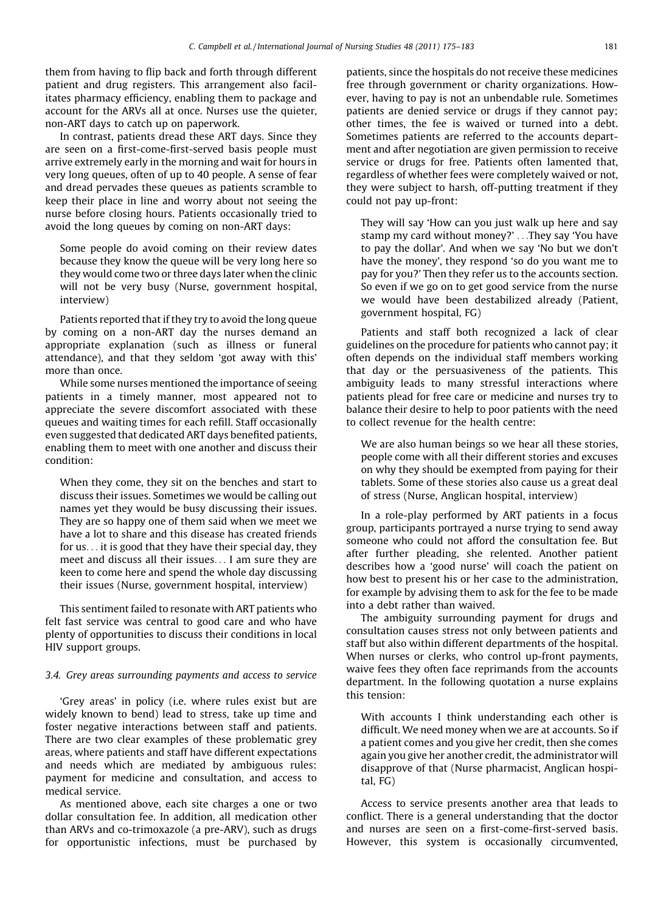them from having to flip back and forth through different patient and drug registers. This arrangement also facilitates pharmacy efficiency, enabling them to package and account for the ARVs all at once. Nurses use the quieter, non-ART days to catch up on paperwork.

In contrast, patients dread these ART days. Since they are seen on a first-come-first-served basis people must arrive extremely early in the morning and wait for hours in very long queues, often of up to 40 people. A sense of fear and dread pervades these queues as patients scramble to keep their place in line and worry about not seeing the nurse before closing hours. Patients occasionally tried to avoid the long queues by coming on non-ART days:

> Some people do avoid coming on their review dates because they know the queue will be very long here so they would come two or three days later when the clinic will not be very busy (Nurse, government hospital, interview)

Patients reported that if they try to avoid the long queue by coming on a non-ART day the nurses demand an appropriate explanation (such as illness or funeral attendance), and that they seldom 'got away with this' more than once.

While some nurses mentioned the importance of seeing patients in a timely manner, most appeared not to appreciate the severe discomfort associated with these queues and waiting times for each refill. Staff occasionally even suggested that dedicated ART days benefited patients, enabling them to meet with one another and discuss their condition:

> When they come, they sit on the benches and start to discuss their issues. Sometimes we would be calling out names yet they would be busy discussing their issues. They are so happy one of them said when we meet we have a lot to share and this disease has created friends for us. . . it is good that they have their special day, they meet and discuss all their issues. . . I am sure they are keen to come here and spend the whole day discussing their issues (Nurse, government hospital, interview)

This sentiment failed to resonate with ART patients who felt fast service was central to good care and who have plenty of opportunities to discuss their conditions in local HIV support groups.

### 3.4. Grey areas surrounding payments and access to service

'Grey areas' in policy (i.e. where rules exist but are widely known to bend) lead to stress, take up time and foster negative interactions between staff and patients. There are two clear examples of these problematic grey areas, where patients and staff have different expectations and needs which are mediated by ambiguous rules: payment for medicine and consultation, and access to medical service.

As mentioned above, each site charges a one or two dollar consultation fee. In addition, all medication other than ARVs and co-trimoxazole (a pre-ARV), such as drugs for opportunistic infections, must be purchased by patients, since the hospitals do not receive these medicines free through government or charity organizations. However, having to pay is not an unbendable rule. Sometimes patients are denied service or drugs if they cannot pay; other times, the fee is waived or turned into a debt. Sometimes patients are referred to the accounts department and after negotiation are given permission to receive service or drugs for free. Patients often lamented that, regardless of whether fees were completely waived or not, they were subject to harsh, off-putting treatment if they could not pay up-front:

> They will say 'How can you just walk up here and say stamp my card without money?' . . .They say 'You have to pay the dollar'. And when we say 'No but we don't have the money', they respond 'so do you want me to pay for you?' Then they refer us to the accounts section. So even if we go on to get good service from the nurse we would have been destabilized already (Patient, government hospital, FG)

Patients and staff both recognized a lack of clear guidelines on the procedure for patients who cannot pay; it often depends on the individual staff members working that day or the persuasiveness of the patients. This ambiguity leads to many stressful interactions where patients plead for free care or medicine and nurses try to balance their desire to help to poor patients with the need to collect revenue for the health centre:

> We are also human beings so we hear all these stories, people come with all their different stories and excuses on why they should be exempted from paying for their tablets. Some of these stories also cause us a great deal of stress (Nurse, Anglican hospital, interview)

In a role-play performed by ART patients in a focus group, participants portrayed a nurse trying to send away someone who could not afford the consultation fee. But after further pleading, she relented. Another patient describes how a 'good nurse' will coach the patient on how best to present his or her case to the administration, for example by advising them to ask for the fee to be made into a debt rather than waived.

The ambiguity surrounding payment for drugs and consultation causes stress not only between patients and staff but also within different departments of the hospital. When nurses or clerks, who control up-front payments, waive fees they often face reprimands from the accounts department. In the following quotation a nurse explains this tension:

> With accounts I think understanding each other is difficult. We need money when we are at accounts. So if a patient comes and you give her credit, then she comes again you give her another credit, the administrator will disapprove of that (Nurse pharmacist, Anglican hospital, FG)

Access to service presents another area that leads to conflict. There is a general understanding that the doctor and nurses are seen on a first-come-first-served basis. However, this system is occasionally circumvented,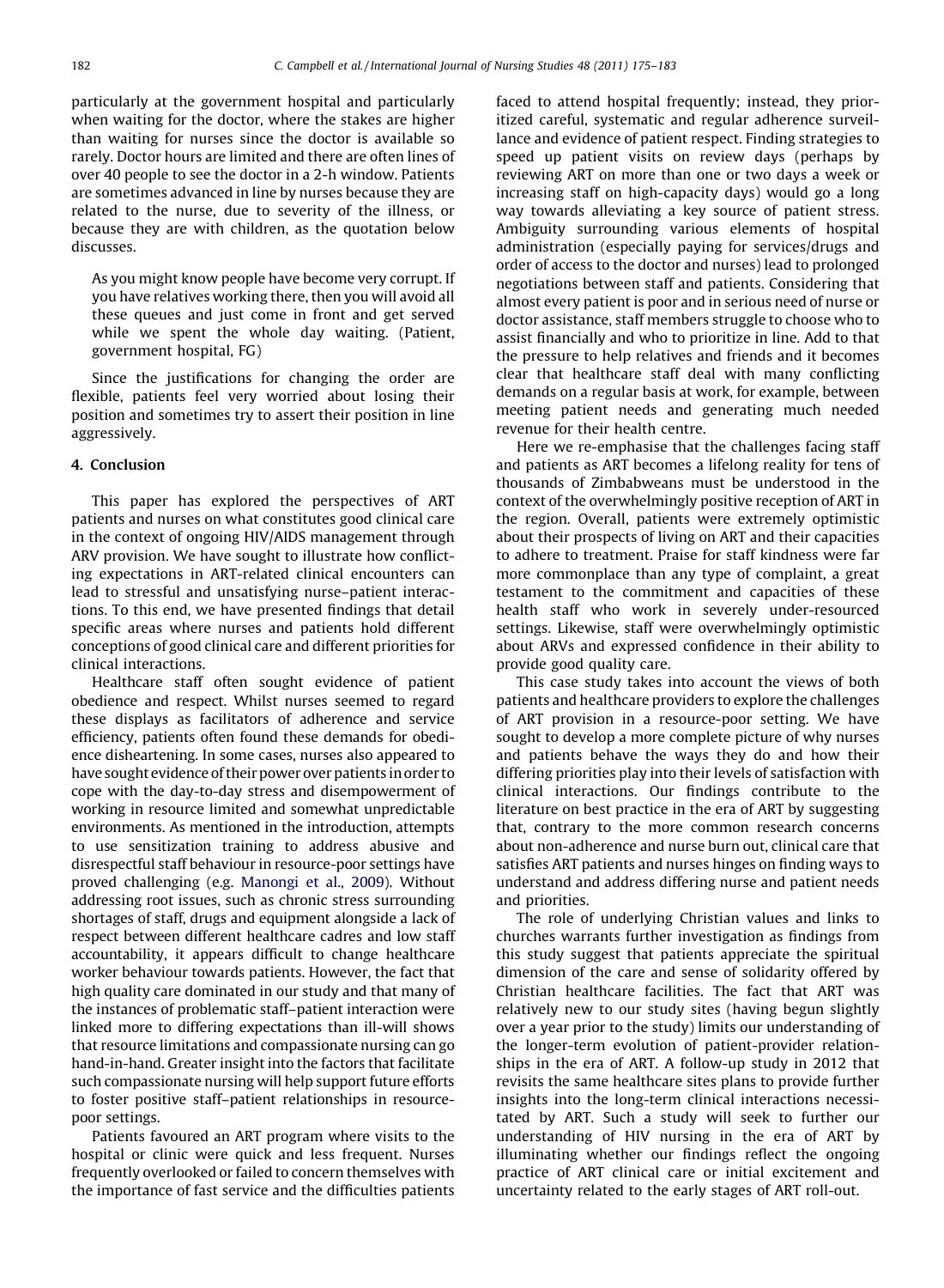particularly at the government hospital and particularly when waiting for the doctor, where the stakes are higher than waiting for nurses since the doctor is available so rarely. Doctor hours are limited and there are often lines of over 40 people to see the doctor in a 2-h window. Patients are sometimes advanced in line by nurses because they are related to the nurse, due to severity of the illness, or because they are with children, as the quotation below discusses.

> As you might know people have become very corrupt. If you have relatives working there, then you will avoid all these queues and just come in front and get served while we spent the whole day waiting. (Patient, government hospital, FG)

Since the justifications for changing the order are flexible, patients feel very worried about losing their position and sometimes try to assert their position in line aggressively.

## 4. Conclusion

This paper has explored the perspectives of ART patients and nurses on what constitutes good clinical care in the context of ongoing HIV/AIDS management through ARV provision. We have sought to illustrate how conflicting expectations in ART-related clinical encounters can lead to stressful and unsatisfying nurse–patient interactions. To this end, we have presented findings that detail specific areas where nurses and patients hold different conceptions of good clinical care and different priorities for clinical interactions.

Healthcare staff often sought evidence of patient obedience and respect. Whilst nurses seemed to regard these displays as facilitators of adherence and service efficiency, patients often found these demands for obedience disheartening. In some cases, nurses also appeared to have sought evidence of their power over patients in order to cope with the day-to-day stress and disempowerment of working in resource limited and somewhat unpredictable environments. As mentioned in the introduction, attempts to use sensitization training to address abusive and disrespectful staff behaviour in resource-poor settings have proved challenging (e.g. Manongi et al., 2009). Without addressing root issues, such as chronic stress surrounding shortages of staff, drugs and equipment alongside a lack of respect between different healthcare cadres and low staff accountability, it appears difficult to change healthcare worker behaviour towards patients. However, the fact that high quality care dominated in our study and that many of the instances of problematic staff–patient interaction were linked more to differing expectations than ill-will shows that resource limitations and compassionate nursing can go hand-in-hand. Greater insight into the factors that facilitate such compassionate nursing will help support future efforts to foster positive staff–patient relationships in resource-poor settings.

Patients favoured an ART program where visits to the hospital or clinic were quick and less frequent. Nurses frequently overlooked or failed to concern themselves with the importance of fast service and the difficulties patients faced to attend hospital frequently; instead, they prioritized careful, systematic and regular adherence surveillance and evidence of patient respect. Finding strategies to speed up patient visits on review days (perhaps by reviewing ART on more than one or two days a week or increasing staff on high-capacity days) would go a long way towards alleviating a key source of patient stress. Ambiguity surrounding various elements of hospital administration (especially paying for services/drugs and order of access to the doctor and nurses) lead to prolonged negotiations between staff and patients. Considering that almost every patient is poor and in serious need of nurse or doctor assistance, staff members struggle to choose who to assist financially and who to prioritize in line. Add to that the pressure to help relatives and friends and it becomes clear that healthcare staff deal with many conflicting demands on a regular basis at work, for example, between meeting patient needs and generating much needed revenue for their health centre.

Here we re-emphasise that the challenges facing staff and patients as ART becomes a lifelong reality for tens of thousands of Zimbabweans must be understood in the context of the overwhelmingly positive reception of ART in the region. Overall, patients were extremely optimistic about their prospects of living on ART and their capacities to adhere to treatment. Praise for staff kindness were far more commonplace than any type of complaint, a great testament to the commitment and capacities of these health staff who work in severely under-resourced settings. Likewise, staff were overwhelmingly optimistic about ARVs and expressed confidence in their ability to provide good quality care.

This case study takes into account the views of both patients and healthcare providers to explore the challenges of ART provision in a resource-poor setting. We have sought to develop a more complete picture of why nurses and patients behave the ways they do and how their differing priorities play into their levels of satisfaction with clinical interactions. Our findings contribute to the literature on best practice in the era of ART by suggesting that, contrary to the more common research concerns about non-adherence and nurse burn out, clinical care that satisfies ART patients and nurses hinges on finding ways to understand and address differing nurse and patient needs and priorities.

The role of underlying Christian values and links to churches warrants further investigation as findings from this study suggest that patients appreciate the spiritual dimension of the care and sense of solidarity offered by Christian healthcare facilities. The fact that ART was relatively new to our study sites (having begun slightly over a year prior to the study) limits our understanding of the longer-term evolution of patient-provider relationships in the era of ART. A follow-up study in 2012 that revisits the same healthcare sites plans to provide further insights into the long-term clinical interactions necessitated by ART. Such a study will seek to further our understanding of HIV nursing in the era of ART by illuminating whether our findings reflect the ongoing practice of ART clinical care or initial excitement and uncertainty related to the early stages of ART roll-out.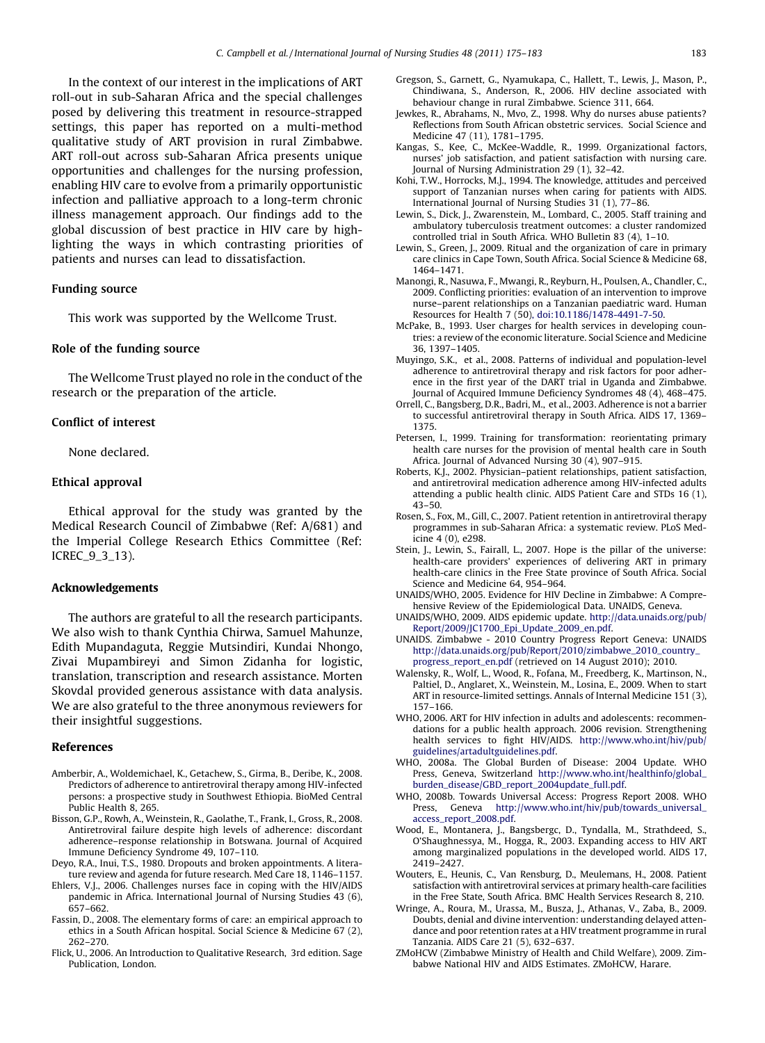In the context of our interest in the implications of ART roll-out in sub-Saharan Africa and the special challenges posed by delivering this treatment in resource-strapped settings, this paper has reported on a multi-method qualitative study of ART provision in rural Zimbabwe. ART roll-out across sub-Saharan Africa presents unique opportunities and challenges for the nursing profession, enabling HIV care to evolve from a primarily opportunistic infection and palliative approach to a long-term chronic illness management approach. Our findings add to the global discussion of best practice in HIV care by highlighting the ways in which contrasting priorities of patients and nurses can lead to dissatisfaction.

## Funding source

This work was supported by the Wellcome Trust.

## Role of the funding source

The Wellcome Trust played no role in the conduct of the research or the preparation of the article.

## Conflict of interest

None declared.

## Ethical approval

Ethical approval for the study was granted by the Medical Research Council of Zimbabwe (Ref: A/681) and the Imperial College Research Ethics Committee (Ref: ICREC_9_3_13).

## Acknowledgements

The authors are grateful to all the research participants. We also wish to thank Cynthia Chirwa, Samuel Mahunze, Edith Mupandaguta, Reggie Mutsindiri, Kundai Nhongo, Zivai Mupambireyi and Simon Zidanha for logistic, translation, transcription and research assistance. Morten Skovdal provided generous assistance with data analysis. We are also grateful to the three anonymous reviewers for their insightful suggestions.

## References

Amberbir, A., Woldemichael, K., Getachew, S., Girma, B., Deribe, K., 2008. Predictors of adherence to antiretroviral therapy among HIV-infected persons: a prospective study in Southwest Ethiopia. BioMed Central Public Health 8, 265.

Bisson, G.P., Rowh, A., Weinstein, R., Gaolathe, T., Frank, I., Gross, R., 2008. Antiretroviral failure despite high levels of adherence: discordant adherence–response relationship in Botswana. Journal of Acquired Immune Deficiency Syndrome 49, 107–110.

Deyo, R.A., Inui, T.S., 1980. Dropouts and broken appointments. A literature review and agenda for future research. Med Care 18, 1146–1157.

Ehlers, V.J., 2006. Challenges nurses face in coping with the HIV/AIDS pandemic in Africa. International Journal of Nursing Studies 43 (6), 657–662.

Fassin, D., 2008. The elementary forms of care: an empirical approach to ethics in a South African hospital. Social Science & Medicine 67 (2), 262–270.

Flick, U., 2006. An Introduction to Qualitative Research, 3rd edition. Sage Publication, London.

Gregson, S., Garnett, G., Nyamukapa, C., Hallett, T., Lewis, J., Mason, P., Chindiwana, S., Anderson, R., 2006. HIV decline associated with behaviour change in rural Zimbabwe. Science 311, 664.

Jewkes, R., Abrahams, N., Mvo, Z., 1998. Why do nurses abuse patients? Reflections from South African obstetric services. Social Science and Medicine 47 (11), 1781–1795.

Kangas, S., Kee, C., McKee-Waddle, R., 1999. Organizational factors, nurses' job satisfaction, and patient satisfaction with nursing care. Journal of Nursing Administration 29 (1), 32–42.

Kohi, T.W., Horrocks, M.J., 1994. The knowledge, attitudes and perceived support of Tanzanian nurses when caring for patients with AIDS. International Journal of Nursing Studies 31 (1), 77–86.

Lewin, S., Dick, J., Zwarenstein, M., Lombard, C., 2005. Staff training and ambulatory tuberculosis treatment outcomes: a cluster randomized controlled trial in South Africa. WHO Bulletin 83 (4), 1–10.

Lewin, S., Green, J., 2009. Ritual and the organization of care in primary care clinics in Cape Town, South Africa. Social Science & Medicine 68, 1464–1471.

Manongi, R., Nasuwa, F., Mwangi, R., Reyburn, H., Poulsen, A., Chandler, C., 2009. Conflicting priorities: evaluation of an intervention to improve nurse–parent relationships on a Tanzanian paediatric ward. Human Resources for Health 7 (50), doi:10.1186/1478-4491-7-50.

McPake, B., 1993. User charges for health services in developing countries: a review of the economic literature. Social Science and Medicine 36, 1397–1405.

Muyingo, S.K., et al., 2008. Patterns of individual and population-level adherence to antiretroviral therapy and risk factors for poor adherence in the first year of the DART trial in Uganda and Zimbabwe. Journal of Acquired Immune Deficiency Syndromes 48 (4), 468–475.

Orrell, C., Bangsberg, D.R., Badri, M., et al., 2003. Adherence is not a barrier to successful antiretroviral therapy in South Africa. AIDS 17, 1369–1375.

Petersen, I., 1999. Training for transformation: reorientating primary health care nurses for the provision of mental health care in South Africa. Journal of Advanced Nursing 30 (4), 907–915.

Roberts, K.J., 2002. Physician–patient relationships, patient satisfaction, and antiretroviral medication adherence among HIV-infected adults attending a public health clinic. AIDS Patient Care and STDs 16 (1), 43–50.

Rosen, S., Fox, M., Gill, C., 2007. Patient retention in antiretroviral therapy programmes in sub-Saharan Africa: a systematic review. PLoS Medicine 4 (0), e298.

Stein, J., Lewin, S., Fairall, L., 2007. Hope is the pillar of the universe: health-care providers' experiences of delivering ART in primary health-care clinics in the Free State province of South Africa. Social Science and Medicine 64, 954–964.

UNAIDS/WHO, 2005. Evidence for HIV Decline in Zimbabwe: A Comprehensive Review of the Epidemiological Data. UNAIDS, Geneva.

UNAIDS/WHO, 2009. AIDS epidemic update. http://data.unaids.org/pub/Report/2009/JC1700_Epi_Update_2009_en.pdf.

UNAIDS. Zimbabwe - 2010 Country Progress Report Geneva: UNAIDS http://data.unaids.org/pub/Report/2010/zimbabwe_2010_country_progress_report_en.pdf (retrieved on 14 August 2010); 2010.

Walensky, R., Wolf, L., Wood, R., Fofana, M., Freedberg, K., Martinson, N., Paltiel, D., Anglaret, X., Weinstein, M., Losina, E., 2009. When to start ART in resource-limited settings. Annals of Internal Medicine 151 (3), 157–166.

WHO, 2006. ART for HIV infection in adults and adolescents: recommendations for a public health approach. 2006 revision. Strengthening health services to fight HIV/AIDS. http://www.who.int/hiv/pub/guidelines/artadultguidelines.pdf.

WHO, 2008a. The Global Burden of Disease: 2004 Update. WHO Press, Geneva, Switzerland http://www.who.int/healthinfo/global_burden_disease/GBD_report_2004update_full.pdf.

WHO, 2008b. Towards Universal Access: Progress Report 2008. WHO Press, Geneva http://www.who.int/hiv/pub/towards_universal_access_report_2008.pdf.

Wood, E., Montanera, J., Bangsbergc, D., Tyndalla, M., Strathdeed, S., O'Shaughnessya, M., Hogga, R., 2003. Expanding access to HIV ART among marginalized populations in the developed world. AIDS 17, 2419–2427.

Wouters, E., Heunis, C., Van Rensburg, D., Meulemans, H., 2008. Patient satisfaction with antiretroviral services at primary health-care facilities in the Free State, South Africa. BMC Health Services Research 8, 210.

Wringe, A., Roura, M., Urassa, M., Busza, J., Athanas, V., Zaba, B., 2009. Doubts, denial and divine intervention: understanding delayed attendance and poor retention rates at a HIV treatment programme in rural Tanzania. AIDS Care 21 (5), 632–637.

ZMoHCW (Zimbabwe Ministry of Health and Child Welfare), 2009. Zimbabwe National HIV and AIDS Estimates. ZMoHCW, Harare.